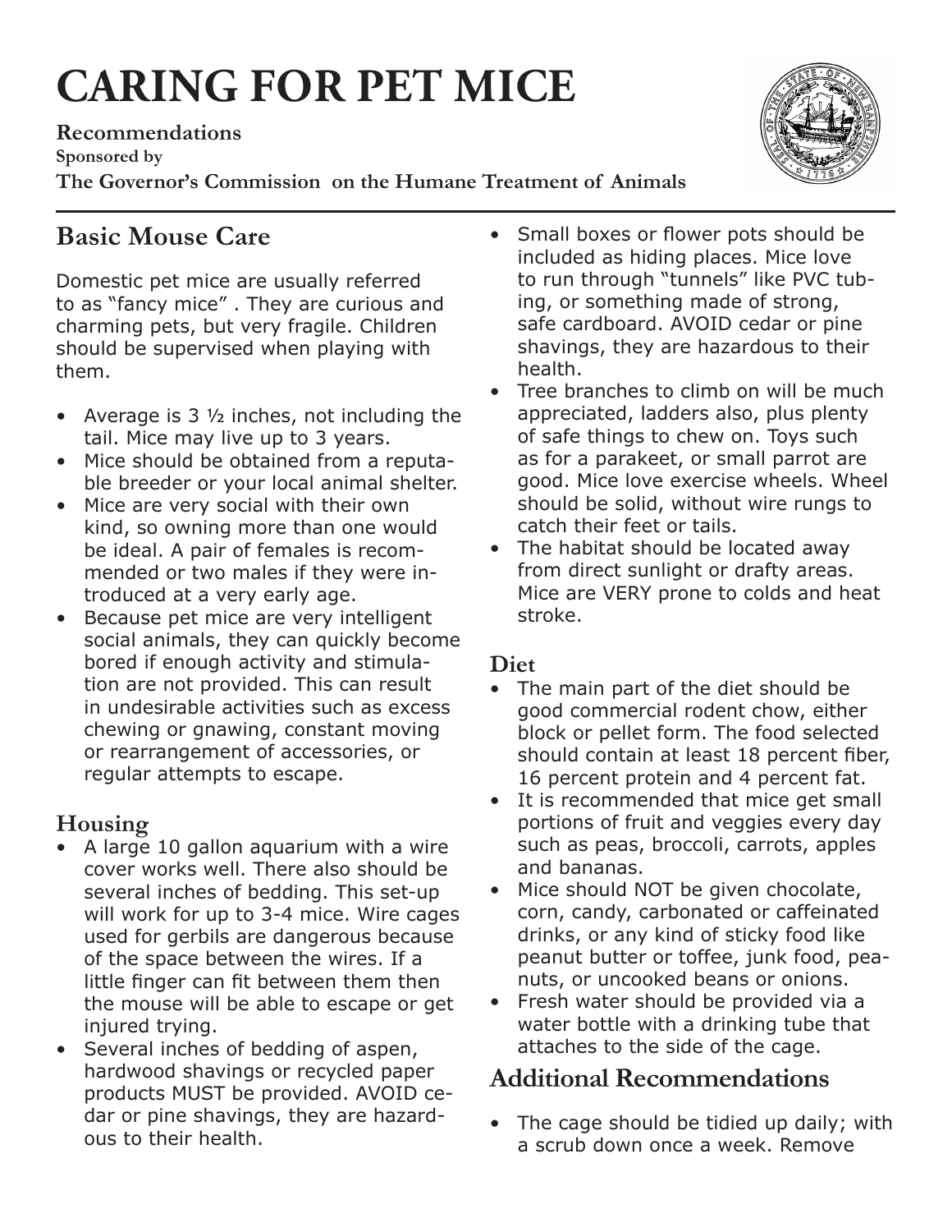# CARING FOR PET MICE

**Recommendations**

**Sponsored by**

**The Governor's Commission on the Humane Treatment of Animals**

## Basic Mouse Care

Domestic pet mice are usually referred to as "fancy mice" . They are curious and charming pets, but very fragile. Children should be supervised when playing with them.

- Average is 3 ½ inches, not including the tail. Mice may live up to 3 years.
- Mice should be obtained from a reputable breeder or your local animal shelter.
- Mice are very social with their own kind, so owning more than one would be ideal. A pair of females is recommended or two males if they were introduced at a very early age.
- Because pet mice are very intelligent social animals, they can quickly become bored if enough activity and stimulation are not provided. This can result in undesirable activities such as excess chewing or gnawing, constant moving or rearrangement of accessories, or regular attempts to escape.

### Housing

- A large 10 gallon aquarium with a wire cover works well. There also should be several inches of bedding. This set-up will work for up to 3-4 mice. Wire cages used for gerbils are dangerous because of the space between the wires. If a little finger can fit between them then the mouse will be able to escape or get injured trying.
- Several inches of bedding of aspen, hardwood shavings or recycled paper products MUST be provided. AVOID cedar or pine shavings, they are hazardous to their health.
- Small boxes or flower pots should be included as hiding places. Mice love to run through "tunnels" like PVC tubing, or something made of strong, safe cardboard. AVOID cedar or pine shavings, they are hazardous to their health.
- Tree branches to climb on will be much appreciated, ladders also, plus plenty of safe things to chew on. Toys such as for a parakeet, or small parrot are good. Mice love exercise wheels. Wheel should be solid, without wire rungs to catch their feet or tails.
- The habitat should be located away from direct sunlight or drafty areas. Mice are VERY prone to colds and heat stroke.

### Diet

- The main part of the diet should be good commercial rodent chow, either block or pellet form. The food selected should contain at least 18 percent fiber, 16 percent protein and 4 percent fat.
- It is recommended that mice get small portions of fruit and veggies every day such as peas, broccoli, carrots, apples and bananas.
- Mice should NOT be given chocolate, corn, candy, carbonated or caffeinated drinks, or any kind of sticky food like peanut butter or toffee, junk food, peanuts, or uncooked beans or onions.
- Fresh water should be provided via a water bottle with a drinking tube that attaches to the side of the cage.

## Additional Recommendations

- The cage should be tidied up daily; with a scrub down once a week. Remove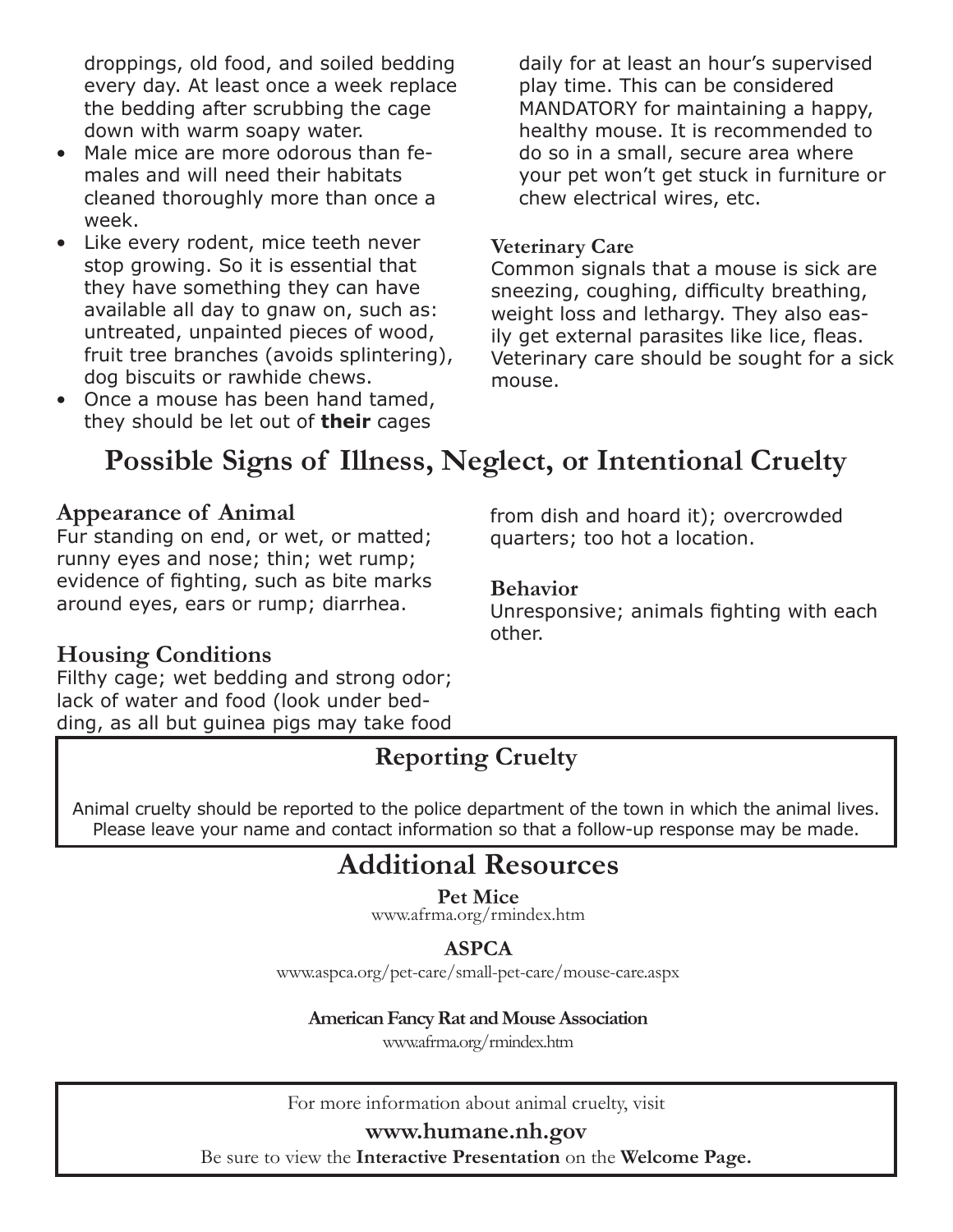droppings, old food, and soiled bedding every day. At least once a week replace the bedding after scrubbing the cage down with warm soapy water.

- Male mice are more odorous than females and will need their habitats cleaned thoroughly more than once a week.
- Like every rodent, mice teeth never stop growing. So it is essential that they have something they can have available all day to gnaw on, such as: untreated, unpainted pieces of wood, fruit tree branches (avoids splintering), dog biscuits or rawhide chews.
- Once a mouse has been hand tamed, they should be let out of **their** cages daily for at least an hour's supervised play time. This can be considered MANDATORY for maintaining a happy, healthy mouse. It is recommended to do so in a small, secure area where your pet won't get stuck in furniture or chew electrical wires, etc.

**Veterinary Care**

Common signals that a mouse is sick are sneezing, coughing, difficulty breathing, weight loss and lethargy. They also easily get external parasites like lice, fleas. Veterinary care should be sought for a sick mouse.

## Possible Signs of Illness, Neglect, or Intentional Cruelty

### Appearance of Animal

Fur standing on end, or wet, or matted; runny eyes and nose; thin; wet rump; evidence of fighting, such as bite marks around eyes, ears or rump; diarrhea.

### Housing Conditions

Filthy cage; wet bedding and strong odor; lack of water and food (look under bedding, as all but guinea pigs may take food from dish and hoard it); overcrowded quarters; too hot a location.

### Behavior

Unresponsive; animals fighting with each other.

### Reporting Cruelty

Animal cruelty should be reported to the police department of the town in which the animal lives. Please leave your name and contact information so that a follow-up response may be made.

## Additional Resources

**Pet Mice**
www.afrma.org/rmindex.htm

**ASPCA**
www.aspca.org/pet-care/small-pet-care/mouse-care.aspx

**American Fancy Rat and Mouse Association**
www.afrma.org/rmindex.htm

For more information about animal cruelty, visit

**www.humane.nh.gov**

Be sure to view the **Interactive Presentation** on the **Welcome Page.**